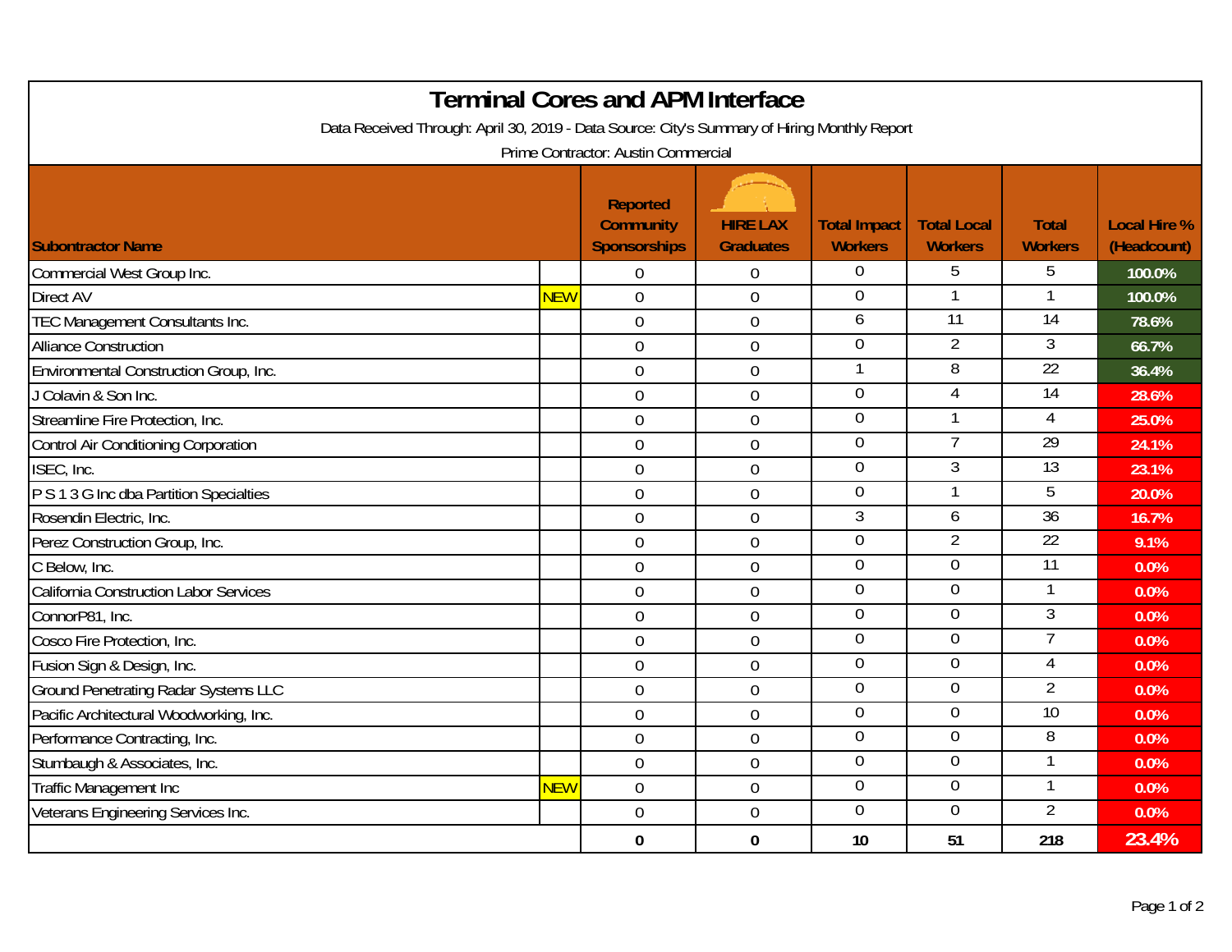# Terminal Cores and APM Interface

Data Received Through: April 30, 2019 - Data Source: City's Summary of Hiring Monthly Report

Prime Contractor: Austin Commercial

| Subontractor Name | | Reported Community Sponsorships | HIRE LAX Graduates | Total Impact Workers | Total Local Workers | Total Workers | Local Hire % (Headcount) |
|---|---|---|---|---|---|---|---|
| Commercial West Group Inc. | | 0 | 0 | 0 | 5 | 5 | 100.0% |
| Direct AV | NEW | 0 | 0 | 0 | 1 | 1 | 100.0% |
| TEC Management Consultants Inc. | | 0 | 0 | 6 | 11 | 14 | 78.6% |
| Alliance Construction | | 0 | 0 | 0 | 2 | 3 | 66.7% |
| Environmental Construction Group, Inc. | | 0 | 0 | 1 | 8 | 22 | 36.4% |
| J Colavin & Son Inc. | | 0 | 0 | 0 | 4 | 14 | 28.6% |
| Streamline Fire Protection, Inc. | | 0 | 0 | 0 | 1 | 4 | 25.0% |
| Control Air Conditioning Corporation | | 0 | 0 | 0 | 7 | 29 | 24.1% |
| ISEC, Inc. | | 0 | 0 | 0 | 3 | 13 | 23.1% |
| P S 1 3 G Inc dba Partition Specialties | | 0 | 0 | 0 | 1 | 5 | 20.0% |
| Rosendin Electric, Inc. | | 0 | 0 | 3 | 6 | 36 | 16.7% |
| Perez Construction Group, Inc. | | 0 | 0 | 0 | 2 | 22 | 9.1% |
| C Below, Inc. | | 0 | 0 | 0 | 0 | 11 | 0.0% |
| California Construction Labor Services | | 0 | 0 | 0 | 0 | 1 | 0.0% |
| ConnorP81, Inc. | | 0 | 0 | 0 | 0 | 3 | 0.0% |
| Cosco Fire Protection, Inc. | | 0 | 0 | 0 | 0 | 7 | 0.0% |
| Fusion Sign & Design, Inc. | | 0 | 0 | 0 | 0 | 4 | 0.0% |
| Ground Penetrating Radar Systems LLC | | 0 | 0 | 0 | 0 | 2 | 0.0% |
| Pacific Architectural Woodworking, Inc. | | 0 | 0 | 0 | 0 | 10 | 0.0% |
| Performance Contracting, Inc. | | 0 | 0 | 0 | 0 | 8 | 0.0% |
| Stumbaugh & Associates, Inc. | | 0 | 0 | 0 | 0 | 1 | 0.0% |
| Traffic Management Inc | NEW | 0 | 0 | 0 | 0 | 1 | 0.0% |
| Veterans Engineering Services Inc. | | 0 | 0 | 0 | 0 | 2 | 0.0% |
| | | **0** | **0** | **10** | **51** | **218** | **23.4%** |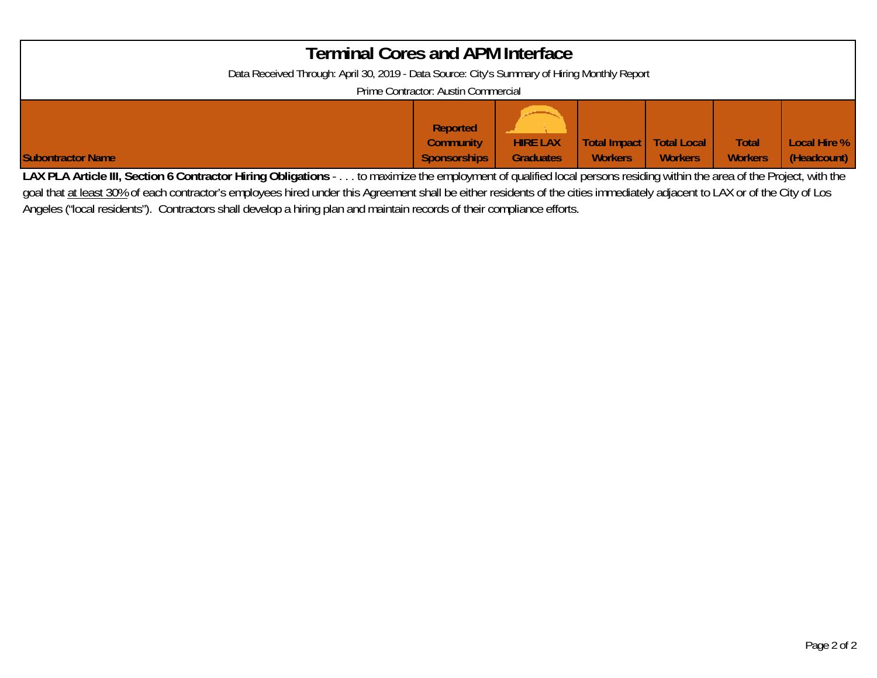# Terminal Cores and APM Interface

Data Received Through: April 30, 2019 - Data Source: City's Summary of Hiring Monthly Report

Prime Contractor: Austin Commercial

| Subontractor Name | Reported Community Sponsorships | HIRE LAX Graduates | Total Impact Workers | Total Local Workers | Total Workers | Local Hire % (Headcount) |
|---|---|---|---|---|---|---|

**LAX PLA Article III, Section 6 Contractor Hiring Obligations** - . . . to maximize the employment of qualified local persons residing within the area of the Project, with the goal that at least 30% of each contractor's employees hired under this Agreement shall be either residents of the cities immediately adjacent to LAX or of the City of Los Angeles ("local residents"). Contractors shall develop a hiring plan and maintain records of their compliance efforts.